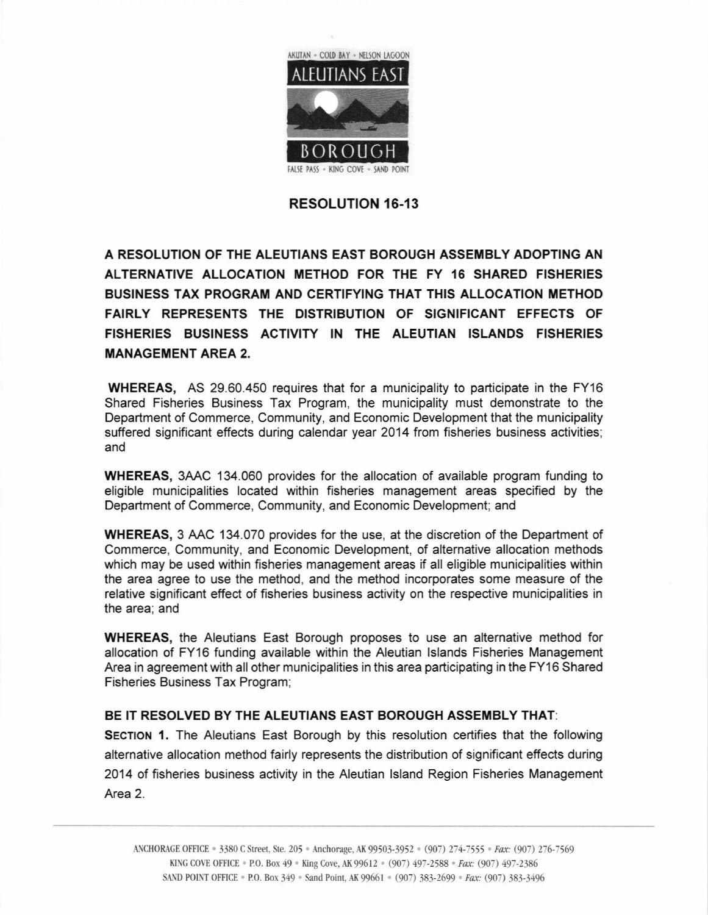AKUTAN • COLD BAY • NELSON LAGOON

ALEUTIANS EAST

BOROUGH

FALSE PASS • KING COVE • SAND POINT

# RESOLUTION 16-13

**A RESOLUTION OF THE ALEUTIANS EAST BOROUGH ASSEMBLY ADOPTING AN ALTERNATIVE ALLOCATION METHOD FOR THE FY 16 SHARED FISHERIES BUSINESS TAX PROGRAM AND CERTIFYING THAT THIS ALLOCATION METHOD FAIRLY REPRESENTS THE DISTRIBUTION OF SIGNIFICANT EFFECTS OF FISHERIES BUSINESS ACTIVITY IN THE ALEUTIAN ISLANDS FISHERIES MANAGEMENT AREA 2.**

**WHEREAS,** AS 29.60.450 requires that for a municipality to participate in the FY16 Shared Fisheries Business Tax Program, the municipality must demonstrate to the Department of Commerce, Community, and Economic Development that the municipality suffered significant effects during calendar year 2014 from fisheries business activities; and

**WHEREAS,** 3AAC 134.060 provides for the allocation of available program funding to eligible municipalities located within fisheries management areas specified by the Department of Commerce, Community, and Economic Development; and

**WHEREAS,** 3 AAC 134.070 provides for the use, at the discretion of the Department of Commerce, Community, and Economic Development, of alternative allocation methods which may be used within fisheries management areas if all eligible municipalities within the area agree to use the method, and the method incorporates some measure of the relative significant effect of fisheries business activity on the respective municipalities in the area; and

**WHEREAS,** the Aleutians East Borough proposes to use an alternative method for allocation of FY16 funding available within the Aleutian Islands Fisheries Management Area in agreement with all other municipalities in this area participating in the FY16 Shared Fisheries Business Tax Program;

**BE IT RESOLVED BY THE ALEUTIANS EAST BOROUGH ASSEMBLY THAT:**

**SECTION 1.** The Aleutians East Borough by this resolution certifies that the following alternative allocation method fairly represents the distribution of significant effects during 2014 of fisheries business activity in the Aleutian Island Region Fisheries Management Area 2.

ANCHORAGE OFFICE • 3380 C Street, Ste. 205 • Anchorage, AK 99503-3952 • (907) 274-7555 • *Fax:* (907) 276-7569
KING COVE OFFICE • P.O. Box 49 • King Cove, AK 99612 • (907) 497-2588 • *Fax:* (907) 497-2386
SAND POINT OFFICE • P.O. Box 349 • Sand Point, AK 99661 • (907) 383-2699 • *Fax:* (907) 383-3496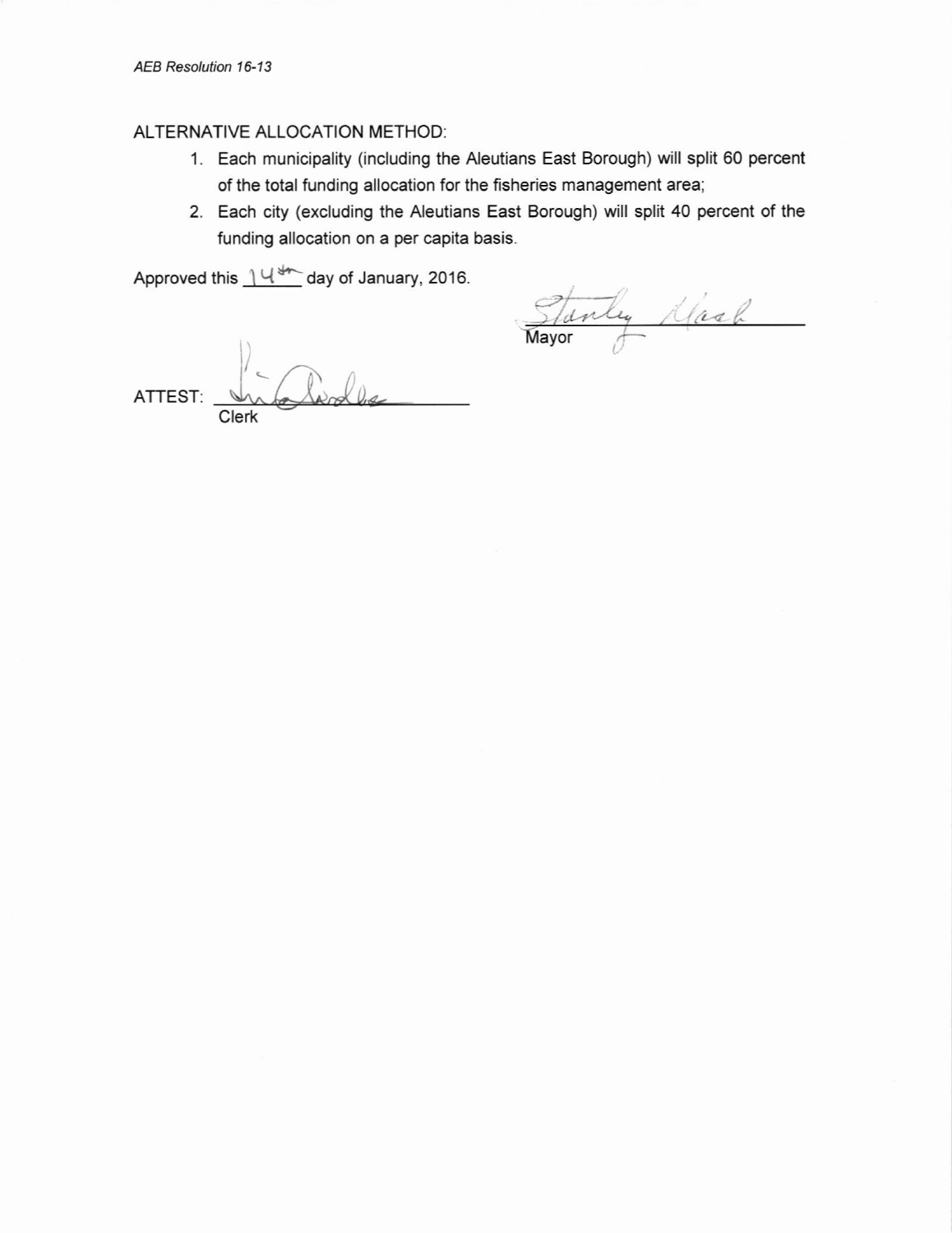ALTERNATIVE ALLOCATION METHOD:

1. Each municipality (including the Aleutians East Borough) will split 60 percent of the total funding allocation for the fisheries management area;
2. Each city (excluding the Aleutians East Borough) will split 40 percent of the funding allocation on a per capita basis.

Approved this 14th day of January, 2016.

Stanley Mack
Mayor

ATTEST:
Clerk